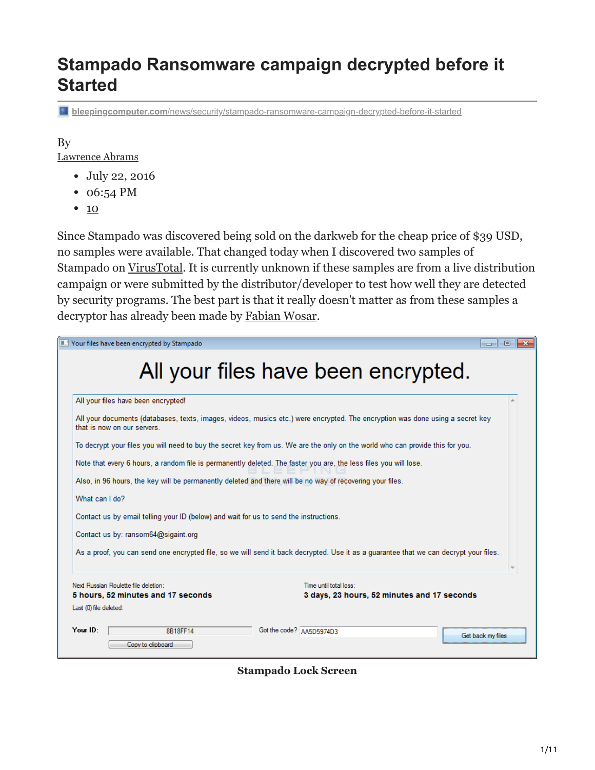# Stampado Ransomware campaign decrypted before it Started

bleepingcomputer.com/news/security/stampado-ransomware-campaign-decrypted-before-it-started

By
Lawrence Abrams

- July 22, 2016
- 06:54 PM
- 10

Since Stampado was discovered being sold on the darkweb for the cheap price of $39 USD, no samples were available. That changed today when I discovered two samples of Stampado on VirusTotal. It is currently unknown if these samples are from a live distribution campaign or were submitted by the distributor/developer to test how well they are detected by security programs. The best part is that it really doesn't matter as from these samples a decryptor has already been made by Fabian Wosar.

Your files have been encrypted by Stampado

All your files have been encrypted.

All your files have been encrypted!

All your documents (databases, texts, images, videos, musics etc.) were encrypted. The encryption was done using a secret key that is now on our servers.

To decrypt your files you will need to buy the secret key from us. We are the only on the world who can provide this for you.

Note that every 6 hours, a random file is permanently deleted. The faster you are, the less files you will lose.

Also, in 96 hours, the key will be permanently deleted and there will be no way of recovering your files.

What can I do?

Contact us by email telling your ID (below) and wait for us to send the instructions.

Contact us by: ransom64@sigaint.org

As a proof, you can send one encrypted file, so we will send it back decrypted. Use it as a guarantee that we can decrypt your files.

Next Russian Roulette file deletion:
**5 hours, 52 minutes and 17 seconds**

Time until total loss:
**3 days, 23 hours, 52 minutes and 17 seconds**

Last (0) file deleted:

Your ID: 8B18FF14
Copy to clipboard
Got the code? AA5D5974D3
Get back my files

**Stampado Lock Screen**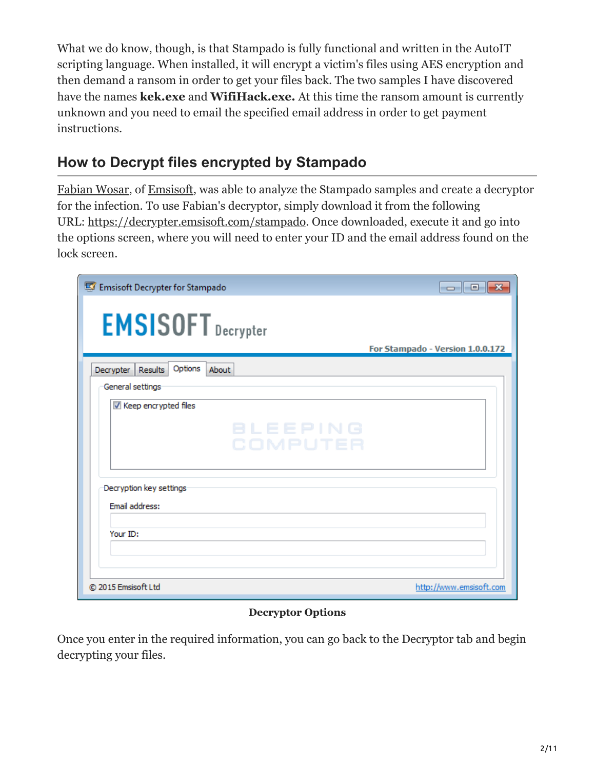What we do know, though, is that Stampado is fully functional and written in the AutoIT scripting language. When installed, it will encrypt a victim's files using AES encryption and then demand a ransom in order to get your files back. The two samples I have discovered have the names **kek.exe** and **WifiHack.exe.** At this time the ransom amount is currently unknown and you need to email the specified email address in order to get payment instructions.

## How to Decrypt files encrypted by Stampado

Fabian Wosar, of Emsisoft, was able to analyze the Stampado samples and create a decryptor for the infection. To use Fabian's decryptor, simply download it from the following URL: https://decrypter.emsisoft.com/stampado. Once downloaded, execute it and go into the options screen, where you will need to enter your ID and the email address found on the lock screen.

**Decryptor Options**

Once you enter in the required information, you can go back to the Decryptor tab and begin decrypting your files.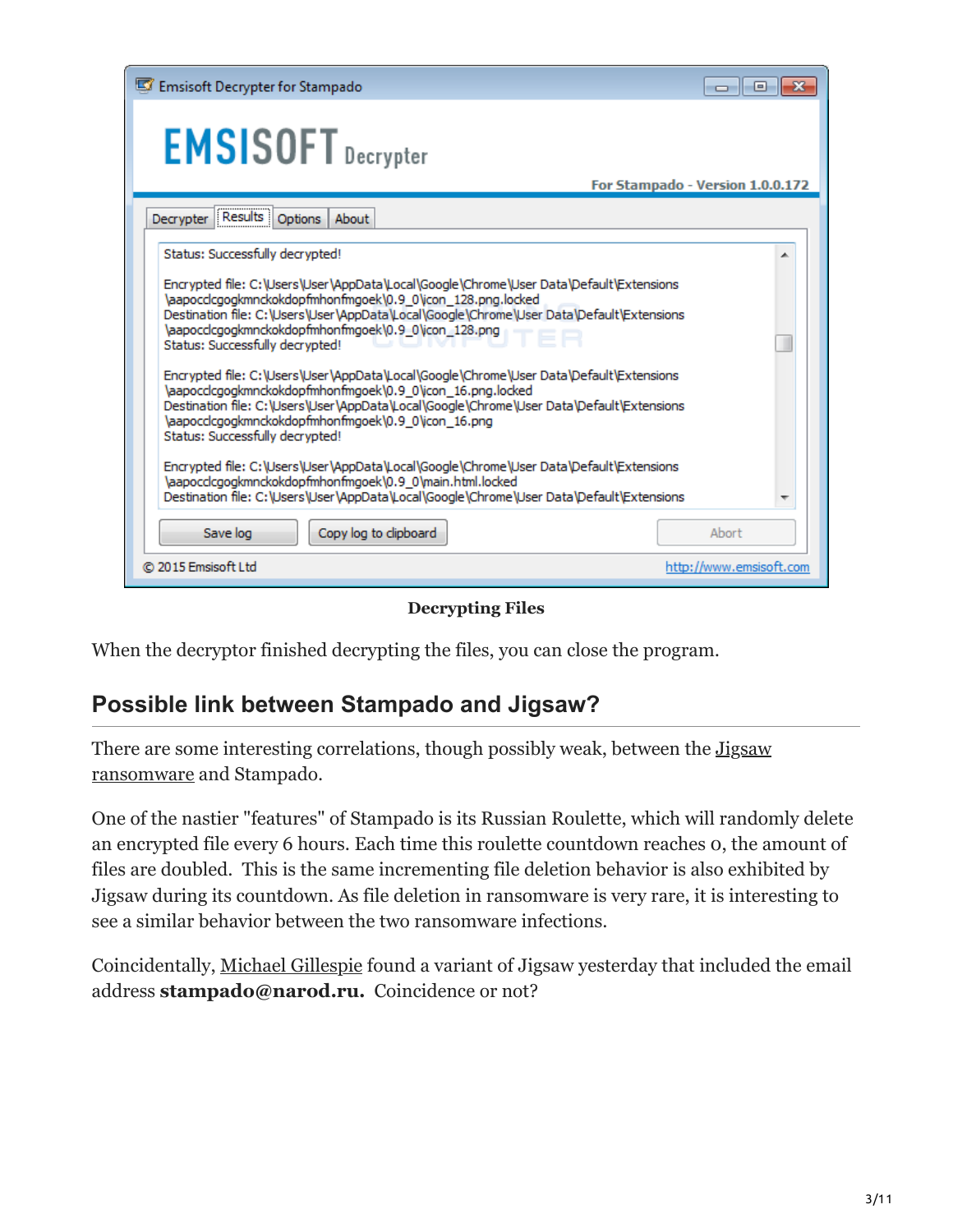Decrypting Files

When the decryptor finished decrypting the files, you can close the program.

## Possible link between Stampado and Jigsaw?

There are some interesting correlations, though possibly weak, between the Jigsaw ransomware and Stampado.

One of the nastier "features" of Stampado is its Russian Roulette, which will randomly delete an encrypted file every 6 hours. Each time this roulette countdown reaches 0, the amount of files are doubled. This is the same incrementing file deletion behavior is also exhibited by Jigsaw during its countdown. As file deletion in ransomware is very rare, it is interesting to see a similar behavior between the two ransomware infections.

Coincidentally, Michael Gillespie found a variant of Jigsaw yesterday that included the email address **stampado@narod.ru.** Coincidence or not?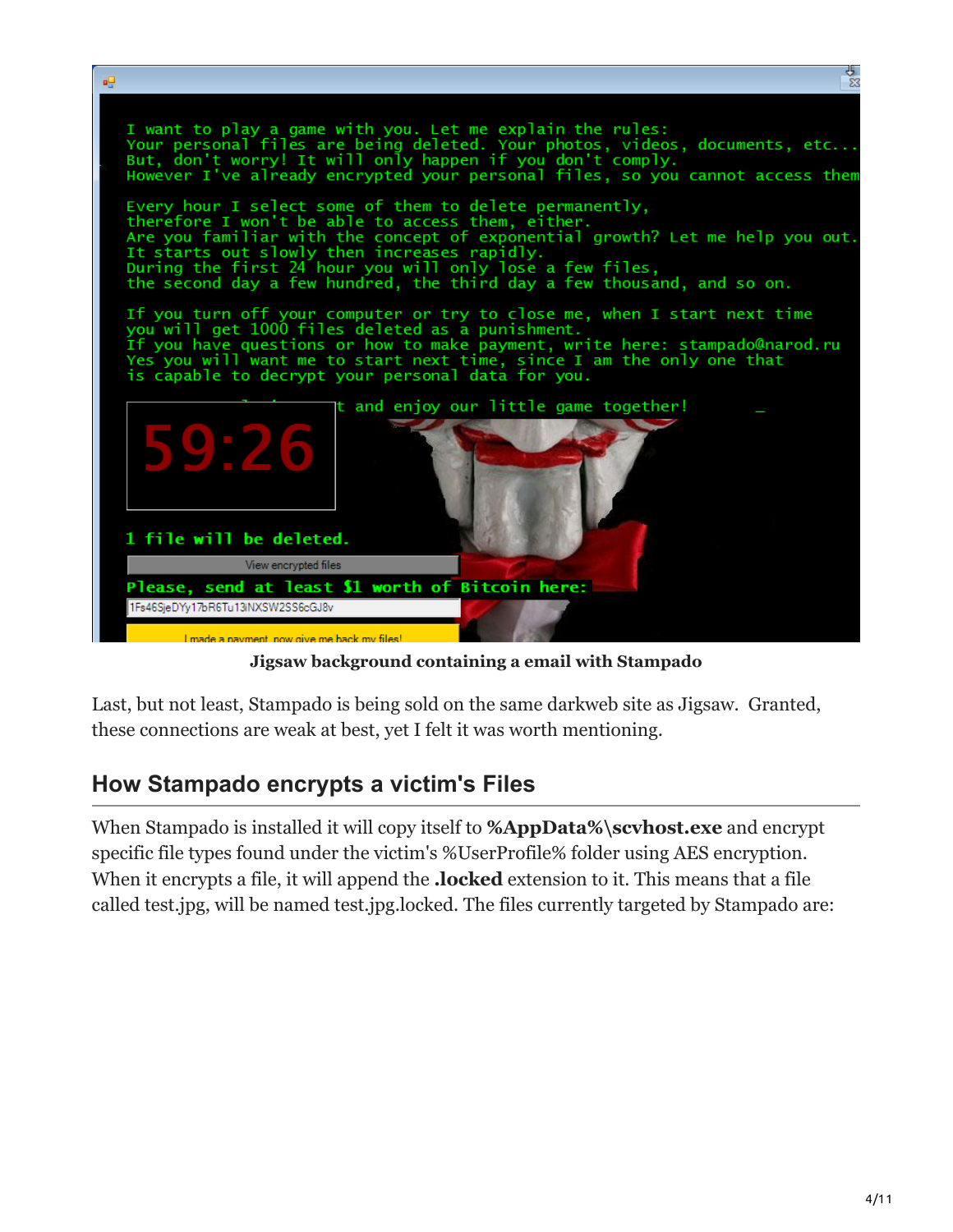Jigsaw background containing a email with Stampado

Last, but not least, Stampado is being sold on the same darkweb site as Jigsaw. Granted, these connections are weak at best, yet I felt it was worth mentioning.

## How Stampado encrypts a victim's Files

When Stampado is installed it will copy itself to **%AppData%\scvhost.exe** and encrypt specific file types found under the victim's %UserProfile% folder using AES encryption. When it encrypts a file, it will append the **.locked** extension to it. This means that a file called test.jpg, will be named test.jpg.locked. The files currently targeted by Stampado are: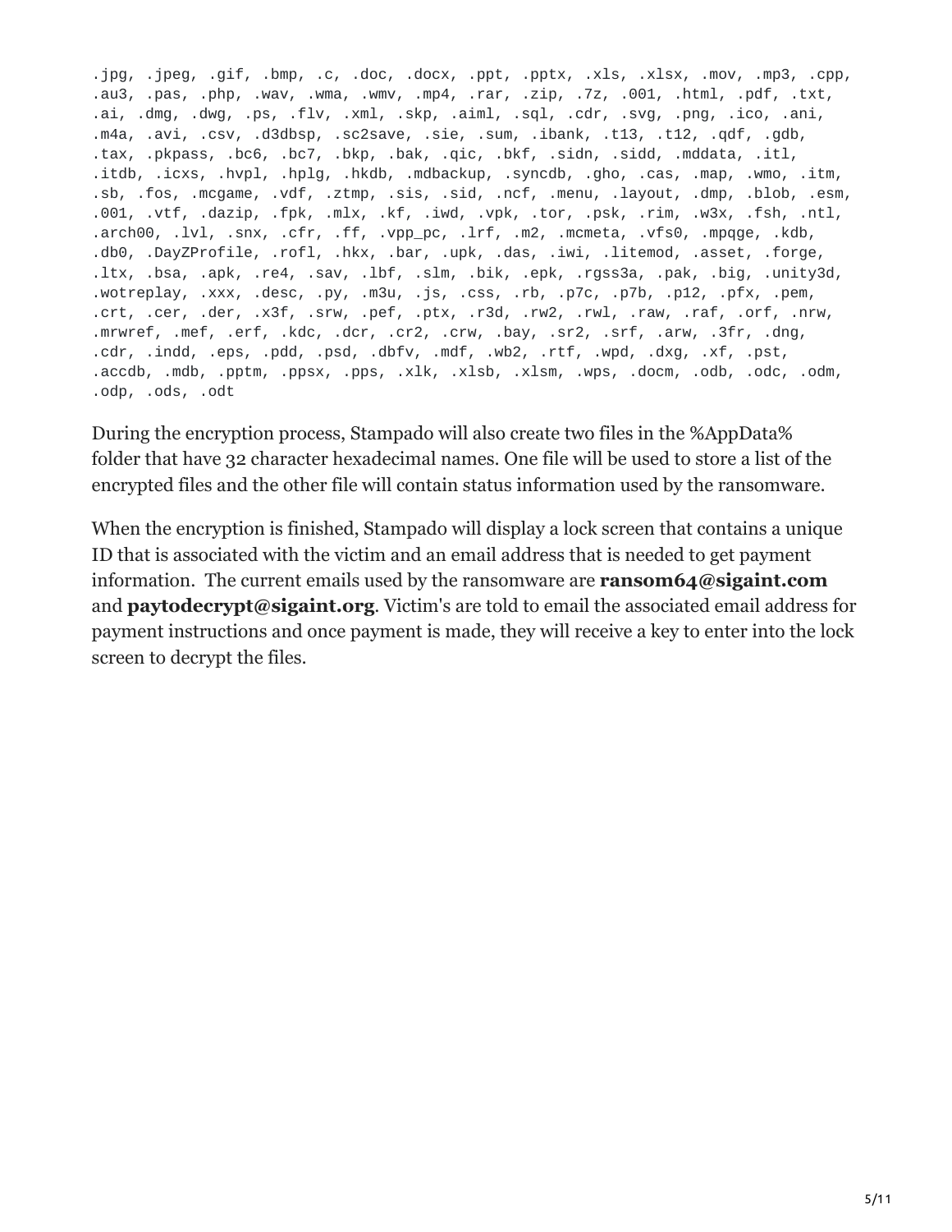```
.jpg, .jpeg, .gif, .bmp, .c, .doc, .docx, .ppt, .pptx, .xls, .xlsx, .mov, .mp3, .cpp,
.au3, .pas, .php, .wav, .wma, .wmv, .mp4, .rar, .zip, .7z, .001, .html, .pdf, .txt,
.ai, .dmg, .dwg, .ps, .flv, .xml, .skp, .aiml, .sql, .cdr, .svg, .png, .ico, .ani,
.m4a, .avi, .csv, .d3dbsp, .sc2save, .sie, .sum, .ibank, .t13, .t12, .qdf, .gdb,
.tax, .pkpass, .bc6, .bc7, .bkp, .bak, .qic, .bkf, .sidn, .sidd, .mddata, .itl,
.itdb, .icxs, .hvpl, .hplg, .hkdb, .mdbackup, .syncdb, .gho, .cas, .map, .wmo, .itm,
.sb, .fos, .mcgame, .vdf, .ztmp, .sis, .sid, .ncf, .menu, .layout, .dmp, .blob, .esm,
.001, .vtf, .dazip, .fpk, .mlx, .kf, .iwd, .vpk, .tor, .psk, .rim, .w3x, .fsh, .ntl,
.arch00, .lvl, .snx, .cfr, .ff, .vpp_pc, .lrf, .m2, .mcmeta, .vfs0, .mpqge, .kdb,
.db0, .DayZProfile, .rofl, .hkx, .bar, .upk, .das, .iwi, .litemod, .asset, .forge,
.ltx, .bsa, .apk, .re4, .sav, .lbf, .slm, .bik, .epk, .rgss3a, .pak, .big, .unity3d,
.wotreplay, .xxx, .desc, .py, .m3u, .js, .css, .rb, .p7c, .p7b, .p12, .pfx, .pem,
.crt, .cer, .der, .x3f, .srw, .pef, .ptx, .r3d, .rw2, .rwl, .raw, .raf, .orf, .nrw,
.mrwref, .mef, .erf, .kdc, .dcr, .cr2, .crw, .bay, .sr2, .srf, .arw, .3fr, .dng,
.cdr, .indd, .eps, .pdd, .psd, .dbfv, .mdf, .wb2, .rtf, .wpd, .dxg, .xf, .pst,
.accdb, .mdb, .pptm, .ppsx, .pps, .xlk, .xlsb, .xlsm, .wps, .docm, .odb, .odc, .odm,
.odp, .ods, .odt
```

During the encryption process, Stampado will also create two files in the %AppData% folder that have 32 character hexadecimal names. One file will be used to store a list of the encrypted files and the other file will contain status information used by the ransomware.

When the encryption is finished, Stampado will display a lock screen that contains a unique ID that is associated with the victim and an email address that is needed to get payment information. The current emails used by the ransomware are **ransom64@sigaint.com** and **paytodecrypt@sigaint.org**. Victim's are told to email the associated email address for payment instructions and once payment is made, they will receive a key to enter into the lock screen to decrypt the files.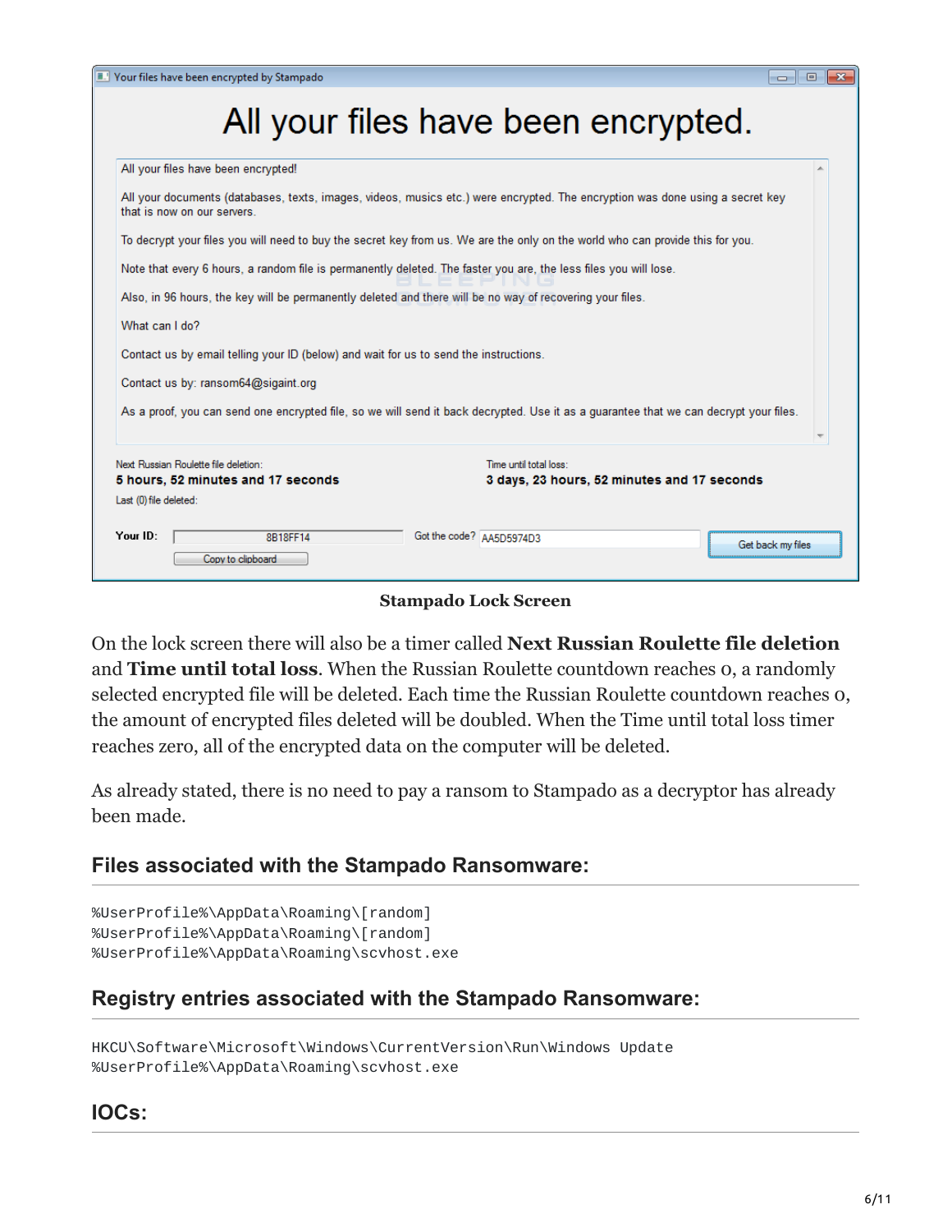Stampado Lock Screen

On the lock screen there will also be a timer called **Next Russian Roulette file deletion** and **Time until total loss**. When the Russian Roulette countdown reaches 0, a randomly selected encrypted file will be deleted. Each time the Russian Roulette countdown reaches 0, the amount of encrypted files deleted will be doubled. When the Time until total loss timer reaches zero, all of the encrypted data on the computer will be deleted.

As already stated, there is no need to pay a ransom to Stampado as a decryptor has already been made.

### Files associated with the Stampado Ransomware:

```
%UserProfile%\AppData\Roaming\[random]
%UserProfile%\AppData\Roaming\[random]
%UserProfile%\AppData\Roaming\scvhost.exe
```

### Registry entries associated with the Stampado Ransomware:

```
HKCU\Software\Microsoft\Windows\CurrentVersion\Run\Windows Update
%UserProfile%\AppData\Roaming\scvhost.exe
```

### IOCs: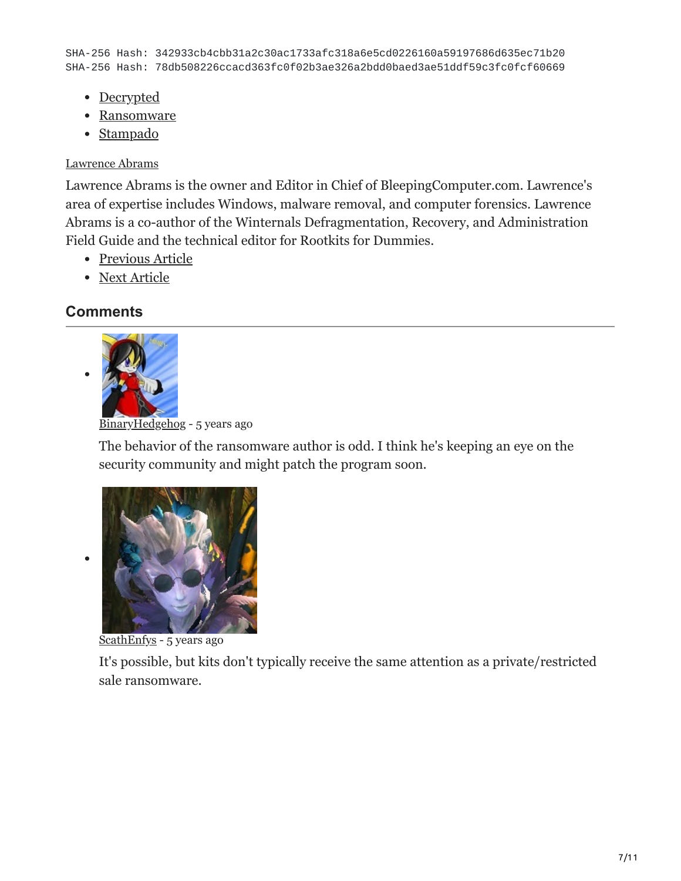```
SHA-256 Hash: 342933cb4cbb31a2c30ac1733afc318a6e5cd0226160a59197686d635ec71b20
SHA-256 Hash: 78db508226ccacd363fc0f02b3ae326a2bdd0baed3ae51ddf59c3fc0fcf60669
```

- Decrypted
- Ransomware
- Stampado

Lawrence Abrams

Lawrence Abrams is the owner and Editor in Chief of BleepingComputer.com. Lawrence's area of expertise includes Windows, malware removal, and computer forensics. Lawrence Abrams is a co-author of the Winternals Defragmentation, Recovery, and Administration Field Guide and the technical editor for Rootkits for Dummies.

- Previous Article
- Next Article

## Comments

- BinaryHedgehog - 5 years ago

  The behavior of the ransomware author is odd. I think he's keeping an eye on the security community and might patch the program soon.

- ScathEnfys - 5 years ago

  It's possible, but kits don't typically receive the same attention as a private/restricted sale ransomware.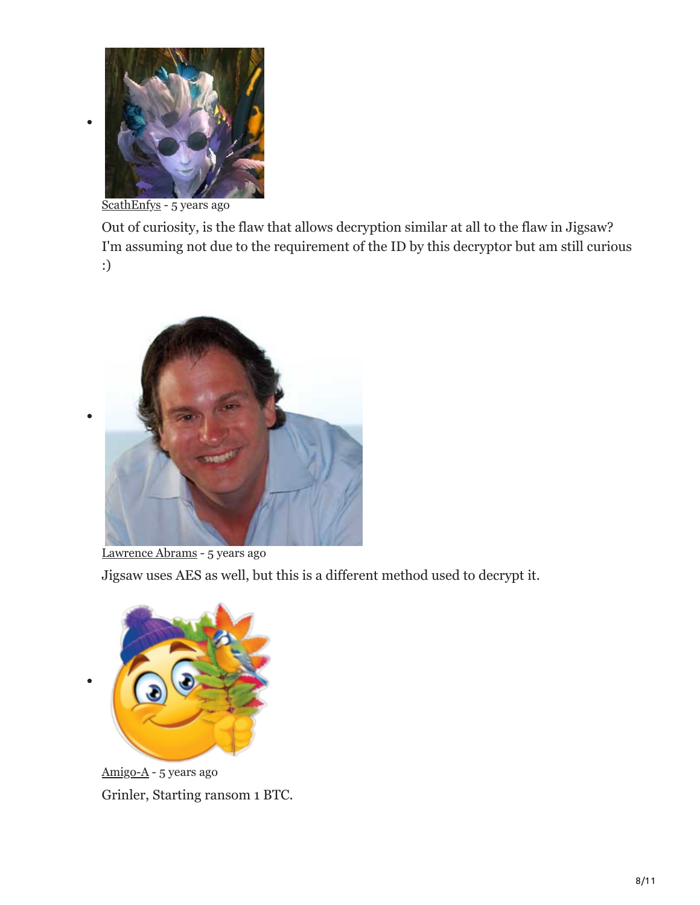- ScathEnfys - 5 years ago

  Out of curiosity, is the flaw that allows decryption similar at all to the flaw in Jigsaw? I'm assuming not due to the requirement of the ID by this decryptor but am still curious :)

- Lawrence Abrams - 5 years ago

  Jigsaw uses AES as well, but this is a different method used to decrypt it.

- Amigo-A - 5 years ago

  Grinler, Starting ransom 1 BTC.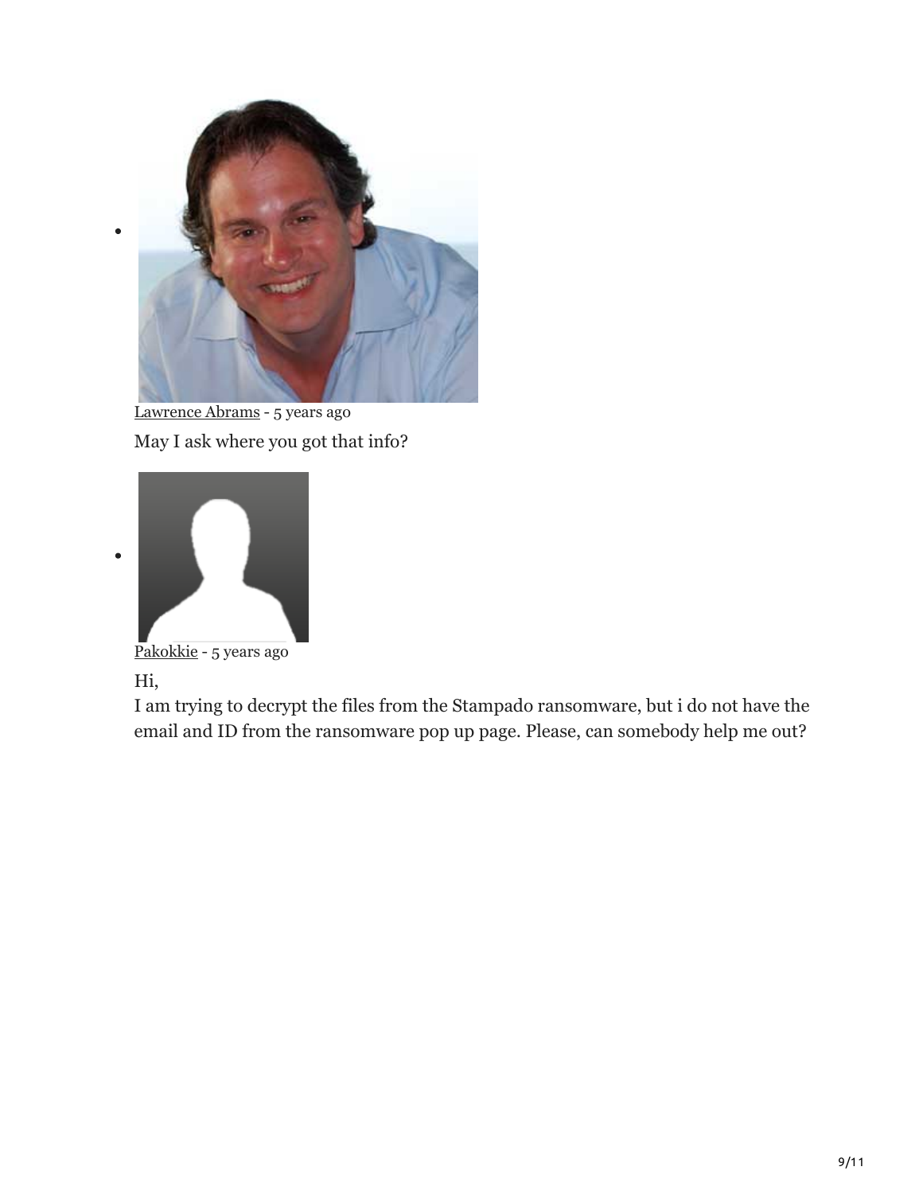- [Lawrence Abrams](#) - 5 years ago

  May I ask where you got that info?

- [Pakokkie](#) - 5 years ago

  Hi,
  I am trying to decrypt the files from the Stampado ransomware, but i do not have the email and ID from the ransomware pop up page. Please, can somebody help me out?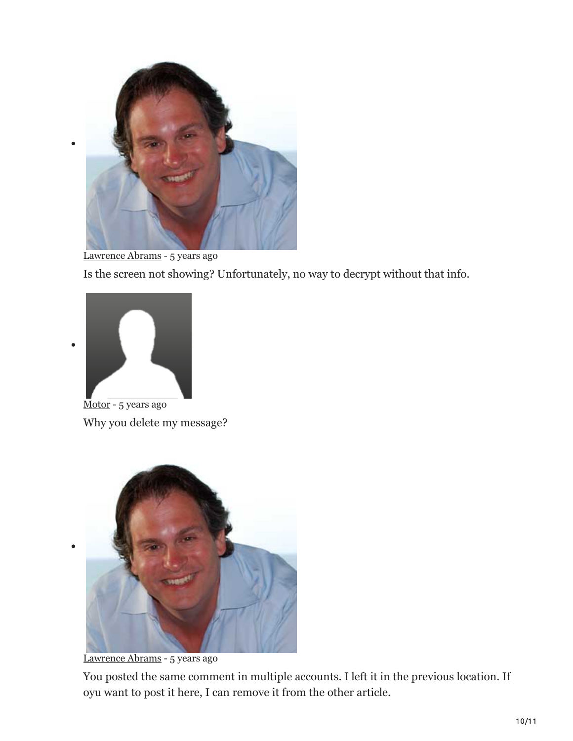- Lawrence Abrams - 5 years ago

  Is the screen not showing? Unfortunately, no way to decrypt without that info.

- Motor - 5 years ago

  Why you delete my message?

- Lawrence Abrams - 5 years ago

  You posted the same comment in multiple accounts. I left it in the previous location. If oyu want to post it here, I can remove it from the other article.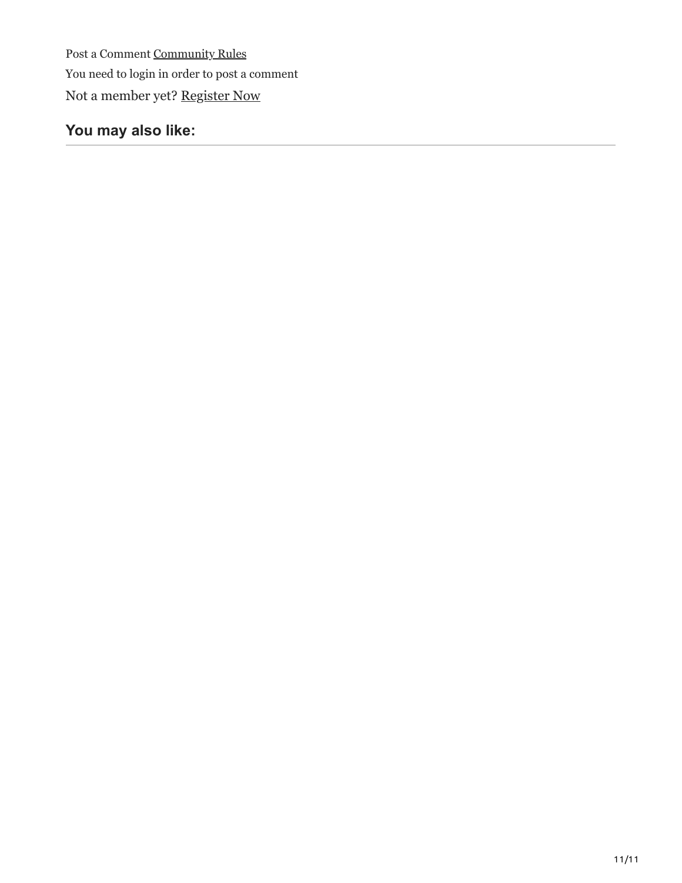Post a Comment Community Rules

You need to login in order to post a comment

Not a member yet? Register Now

## You may also like: